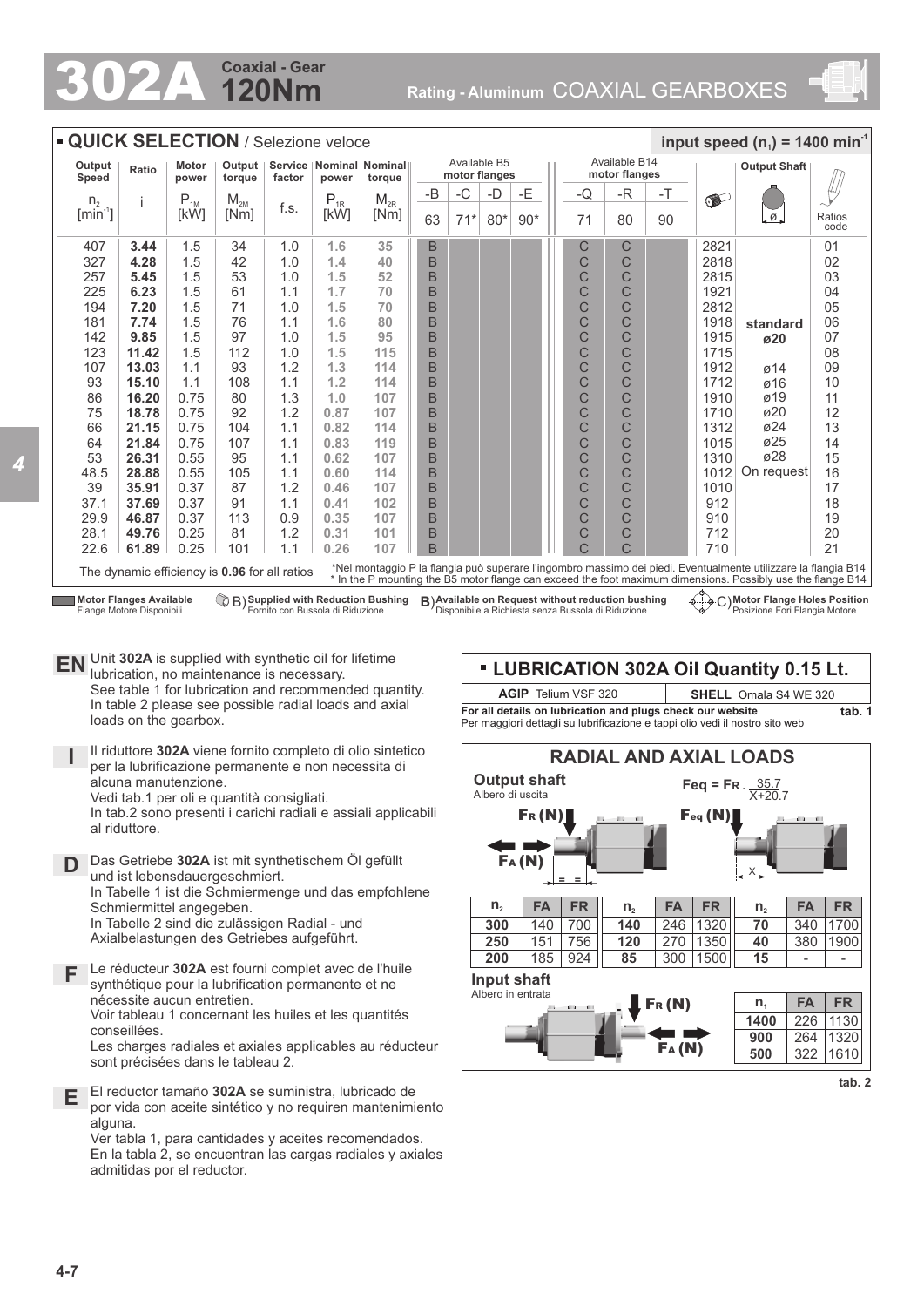# 302A Coaxial - Gear 120Nm

**Rating - Aluminum** COAXIAL GEARBOXES

## QUICK SELECTION / Selezione veloce

**input speed ($n_1$) = 1400 min$^{-1}$**

| Output Speed $n_2$ [min$^{-1}$] | Ratio i | Motor power $P_{1M}$ [kW] | Output torque $M_{2M}$ [Nm] | Service factor f.s. | Nominal power $P_{1R}$ [kW] | Nominal torque $M_{2R}$ [Nm] | Available B5 motor flanges -B 63 | -C 71* | -D 80* | -E 90* | Available B14 motor flanges -Q 71 | -R 80 | -T 90 | | Output Shaft | Ratios code |
|---|---|---|---|---|---|---|---|---|---|---|---|---|---|---|---|---|
| 407 | **3.44** | 1.5 | 34 | 1.0 | **1.6** | **35** | B | | | | C | C | | 2821 | | 01 |
| 327 | **4.28** | 1.5 | 42 | 1.0 | **1.4** | **40** | B | | | | C | C | | 2818 | | 02 |
| 257 | **5.45** | 1.5 | 53 | 1.0 | **1.5** | **52** | B | | | | C | C | | 2815 | | 03 |
| 225 | **6.23** | 1.5 | 61 | 1.1 | **1.7** | **70** | B | | | | C | C | | 1921 | | 04 |
| 194 | **7.20** | 1.5 | 71 | 1.0 | **1.5** | **70** | B | | | | C | C | | 2812 | | 05 |
| 181 | **7.74** | 1.5 | 76 | 1.1 | **1.6** | **80** | B | | | | C | C | | 1918 | **standard** | 06 |
| 142 | **9.85** | 1.5 | 97 | 1.0 | **1.5** | **95** | B | | | | C | C | | 1915 | **ø20** | 07 |
| 123 | **11.42** | 1.5 | 112 | 1.0 | **1.5** | **115** | B | | | | C | C | | 1715 | | 08 |
| 107 | **13.03** | 1.1 | 93 | 1.2 | **1.3** | **114** | B | | | | C | C | | 1912 | ø14 | 09 |
| 93 | **15.10** | 1.1 | 108 | 1.1 | **1.2** | **114** | B | | | | C | C | | 1712 | ø16 | 10 |
| 86 | **16.20** | 0.75 | 80 | 1.3 | **1.0** | **107** | B | | | | C | C | | 1910 | ø19 | 11 |
| 75 | **18.78** | 0.75 | 92 | 1.2 | **0.87** | **107** | B | | | | C | C | | 1710 | ø20 | 12 |
| 66 | **21.15** | 0.75 | 104 | 1.1 | **0.82** | **114** | B | | | | C | C | | 1312 | ø24 | 13 |
| 64 | **21.84** | 0.75 | 107 | 1.1 | **0.83** | **119** | B | | | | C | C | | 1015 | ø25 | 14 |
| 53 | **26.31** | 0.55 | 95 | 1.1 | **0.62** | **107** | B | | | | C | C | | 1310 | ø28 | 15 |
| 48.5 | **28.88** | 0.55 | 105 | 1.1 | **0.60** | **114** | B | | | | C | C | | 1012 | On request | 16 |
| 39 | **35.91** | 0.37 | 87 | 1.2 | **0.46** | **107** | B | | | | C | C | | 1010 | | 17 |
| 37.1 | **37.69** | 0.37 | 91 | 1.1 | **0.41** | **102** | B | | | | C | C | | 912 | | 18 |
| 29.9 | **46.87** | 0.37 | 113 | 0.9 | **0.35** | **107** | B | | | | C | C | | 910 | | 19 |
| 28.1 | **49.76** | 0.25 | 81 | 1.2 | **0.31** | **101** | B | | | | C | C | | 712 | | 20 |
| 22.6 | **61.89** | 0.25 | 101 | 1.1 | **0.26** | **107** | B | | | | C | C | | 710 | | 21 |

The dynamic efficiency is **0.96** for all ratios

*Nel montaggio P la flangia può superare l'ingombro massimo dei piedi. Eventualmente utilizzare la flangia B14
* In the P mounting the B5 motor flange can exceed the foot maximum dimensions. Possibly use the flange B14

**Motor Flanges Available** Flange Motore Disponibili — B) **Supplied with Reduction Bushing** Fornito con Bussola di Riduzione — B) **Available on Request without reduction bushing** Disponibile a Richiesta senza Bussola di Riduzione — C) **Motor Flange Holes Position** Posizione Fori Flangia Motore

**EN** Unit **302A** is supplied with synthetic oil for lifetime lubrication, no maintenance is necessary.
See table 1 for lubrication and recommended quantity.
In table 2 please see possible radial loads and axial loads on the gearbox.

**I** Il riduttore **302A** viene fornito completo di olio sintetico per la lubrificazione permanente e non necessita di alcuna manutenzione.
Vedi tab.1 per oli e quantità consigliati.
In tab.2 sono presenti i carichi radiali e assiali applicabili al riduttore.

**D** Das Getriebe **302A** ist mit synthetischem Öl gefüllt und ist lebensdauergeschmiert.
In Tabelle 1 ist die Schmiermenge und das empfohlene Schmiermittel angegeben.
In Tabelle 2 sind die zulässigen Radial - und Axialbelastungen des Getriebes aufgeführt.

**F** Le réducteur **302A** est fourni complet avec de l'huile synthétique pour la lubrification permanente et ne nécessite aucun entretien.
Voir tableau 1 concernant les huiles et les quantités conseillées.
Les charges radiales et axiales applicables au réducteur sont précisées dans le tableau 2.

**E** El reductor tamaño **302A** se suministra, lubricado de por vida con aceite sintético y no requiren mantenimiento alguna.
Ver tabla 1, para cantidades y aceites recomendados.
En la tabla 2, se encuentran las cargas radiales y axiales admitidas por el reductor.

## LUBRICATION 302A Oil Quantity 0.15 Lt.

| **AGIP** Telium VSF 320 | **SHELL** Omala S4 WE 320 |
|---|---|

**For all details on lubrication and plugs check our website**
Per maggiori dettagli su lubrificazione e tappi olio vedi il nostro sito web — **tab. 1**

## RADIAL AND AXIAL LOADS

**Output shaft**
Albero di uscita

$$F_{eq} = F_R \cdot \frac{35.7}{X+20.7}$$

$F_R$ (N) — $F_A$ (N) — $F_{eq}$ (N)

| $n_2$ | FA | FR | $n_2$ | FA | FR | $n_2$ | FA | FR |
|---|---|---|---|---|---|---|---|---|
| **300** | 140 | 700 | **140** | 246 | 1320 | **70** | 340 | 1700 |
| **250** | 151 | 756 | **120** | 270 | 1350 | **40** | 380 | 1900 |
| **200** | 185 | 924 | **85** | 300 | 1500 | **15** | - | - |

**Input shaft**
Albero in entrata

$F_R$ (N) — $F_A$ (N)

| $n_1$ | FA | FR |
|---|---|---|
| **1400** | 226 | 1130 |
| **900** | 264 | 1320 |
| **500** | 322 | 1610 |

**tab. 2**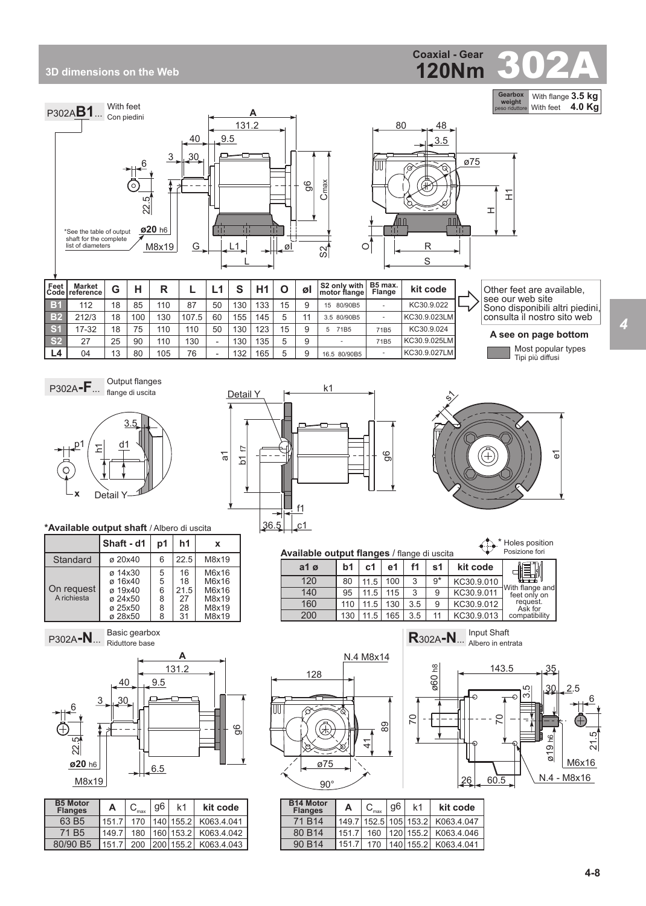3D dimensions on the Web

# Coaxial - Gear 120Nm 302A

| Gearbox weight / peso riduttore | |
|---|---|
| With flange | 3.5 kg |
| With feet | 4.0 Kg |

## P302A**B1**... With feet / Con piedini

*See the table of output shaft for the complete list of diameters

A 131.2, 40, 9.5, 3, 30, 6, 22.5, ø20 h6, M8x19, G, L1, L, øl, g6, Cmax, S2, 80, 48, 3.5, ø75, H1, H, O, R, S

| Feet Code | Market reference | G | H | R | L | L1 | S | H1 | O | øl | S2 only with motor flange | B5 max. Flange | kit code |
|---|---|---|---|---|---|---|---|---|---|---|---|---|---|
| B1 | 112 | 18 | 85 | 110 | 87 | 50 | 130 | 133 | 15 | 9 | 15 80/90B5 | - | KC30.9.022 |
| B2 | 212/3 | 18 | 100 | 130 | 107.5 | 60 | 155 | 145 | 5 | 11 | 3.5 80/90B5 | - | KC30.9.023LM |
| S1 | 17-32 | 18 | 75 | 110 | 110 | 50 | 130 | 123 | 15 | 9 | 5 71B5 | 71B5 | KC30.9.024 |
| S2 | 27 | 25 | 90 | 110 | 130 | - | 130 | 135 | 5 | 9 | - | 71B5 | KC30.9.025LM |
| L4 | 04 | 13 | 80 | 105 | 76 | - | 132 | 165 | 5 | 9 | 16.5 80/90B5 | - | KC30.9.027LM |

Other feet are available, see our web site
Sono disponibili altri piedini, consulta il nostro sito web

**A see on page bottom**

Most popular types / Tipi più diffusi

## P302A**-F**... Output flanges / flange di uscita

Detail Y, 3.5, p1, h1, d1, x, k1, a1, b1 f7, g6, f1, 36.5, c1, s1, e1

**\*Available output shaft** / Albero di uscita

| | Shaft - d1 | p1 | h1 | x |
|---|---|---|---|---|
| Standard | ø 20x40 | 6 | 22.5 | M8x19 |
| On request / A richiesta | ø 14x30 | 5 | 16 | M6x16 |
| | ø 16x40 | 5 | 18 | M6x16 |
| | ø 19x40 | 6 | 21.5 | M6x16 |
| | ø 24x50 | 8 | 27 | M8x19 |
| | ø 25x50 | 8 | 28 | M8x19 |
| | ø 28x50 | 8 | 31 | M8x19 |

**Available output flanges** / flange di uscita

\* Holes position / Posizione fori

| a1 ø | b1 | c1 | e1 | f1 | s1 | kit code |
|---|---|---|---|---|---|---|
| 120 | 80 | 11.5 | 100 | 3 | 9* | KC30.9.010 |
| 140 | 95 | 11.5 | 115 | 3 | 9 | KC30.9.011 |
| 160 | 110 | 11.5 | 130 | 3.5 | 9 | KC30.9.012 |
| 200 | 130 | 11.5 | 165 | 3.5 | 11 | KC30.9.013 |

With flange and feet only on request. Ask for compatibility

## P302A**-N**... Basic gearbox / Riduttore base

A 131.2, 40, 9.5, 3, 30, 6, 22.5, ø20 h6, M8x19, 6.5, g6, N.4 M8x14, 128, 89, 41, ø75, 90°

## **R**302A**-N**... Input Shaft / Albero in entrata

143.5, 35, ø60 h8, 3.5, 30, 2.5, 6, 70, 70, 21.5, ø19 h6, M6x16, 26, 60.5, N.4 - M8x16

| B5 Motor Flanges | A | $C_{max}$ | g6 | k1 | kit code |
|---|---|---|---|---|---|
| 63 B5 | 151.7 | 170 | 140 | 155.2 | K063.4.041 |
| 71 B5 | 149.7 | 180 | 160 | 153.2 | K063.4.042 |
| 80/90 B5 | 151.7 | 200 | 200 | 155.2 | K063.4.043 |

| B14 Motor Flanges | A | $C_{max}$ | g6 | k1 | kit code |
|---|---|---|---|---|---|
| 71 B14 | 149.7 | 152.5 | 105 | 153.2 | K063.4.047 |
| 80 B14 | 151.7 | 160 | 120 | 155.2 | K063.4.046 |
| 90 B14 | 151.7 | 170 | 140 | 155.2 | K063.4.041 |